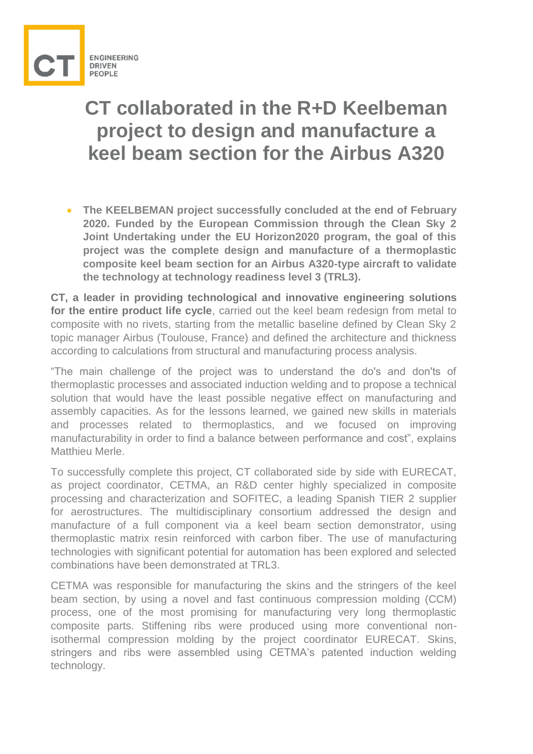# CT collaborated in the R+D Keelbeman project to design and manufacture a keel beam section for the Airbus A320

- **The KEELBEMAN project successfully concluded at the end of February 2020. Funded by the European Commission through the Clean Sky 2 Joint Undertaking under the EU Horizon2020 program, the goal of this project was the complete design and manufacture of a thermoplastic composite keel beam section for an Airbus A320-type aircraft to validate the technology at technology readiness level 3 (TRL3).**

**CT, a leader in providing technological and innovative engineering solutions for the entire product life cycle**, carried out the keel beam redesign from metal to composite with no rivets, starting from the metallic baseline defined by Clean Sky 2 topic manager Airbus (Toulouse, France) and defined the architecture and thickness according to calculations from structural and manufacturing process analysis.

"The main challenge of the project was to understand the do's and don'ts of thermoplastic processes and associated induction welding and to propose a technical solution that would have the least possible negative effect on manufacturing and assembly capacities. As for the lessons learned, we gained new skills in materials and processes related to thermoplastics, and we focused on improving manufacturability in order to find a balance between performance and cost", explains Matthieu Merle.

To successfully complete this project, CT collaborated side by side with EURECAT, as project coordinator, CETMA, an R&D center highly specialized in composite processing and characterization and SOFITEC, a leading Spanish TIER 2 supplier for aerostructures. The multidisciplinary consortium addressed the design and manufacture of a full component via a keel beam section demonstrator, using thermoplastic matrix resin reinforced with carbon fiber. The use of manufacturing technologies with significant potential for automation has been explored and selected combinations have been demonstrated at TRL3.

CETMA was responsible for manufacturing the skins and the stringers of the keel beam section, by using a novel and fast continuous compression molding (CCM) process, one of the most promising for manufacturing very long thermoplastic composite parts. Stiffening ribs were produced using more conventional non-isothermal compression molding by the project coordinator EURECAT. Skins, stringers and ribs were assembled using CETMA's patented induction welding technology.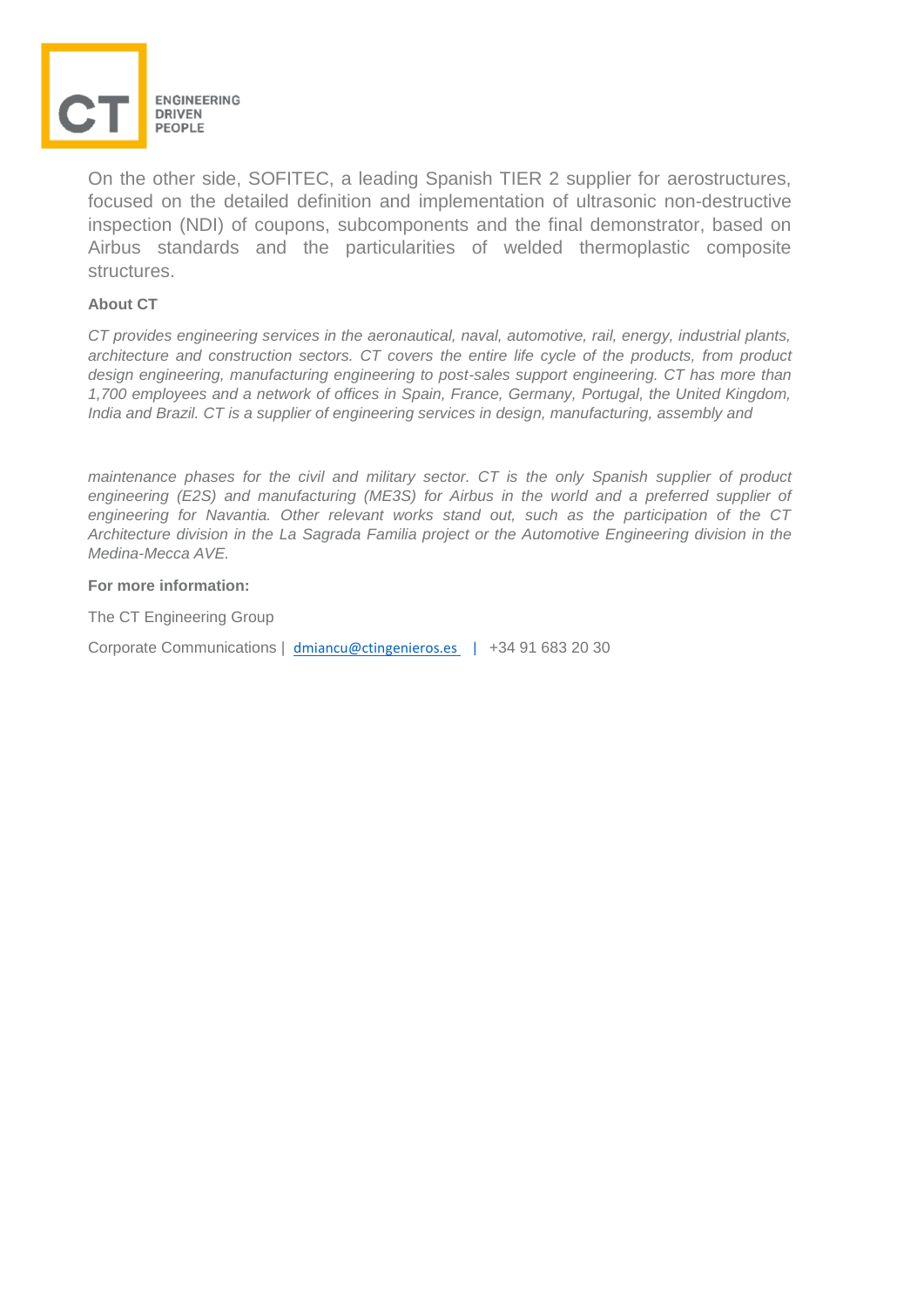On the other side, SOFITEC, a leading Spanish TIER 2 supplier for aerostructures, focused on the detailed definition and implementation of ultrasonic non-destructive inspection (NDI) of coupons, subcomponents and the final demonstrator, based on Airbus standards and the particularities of welded thermoplastic composite structures.

**About CT**

*CT provides engineering services in the aeronautical, naval, automotive, rail, energy, industrial plants, architecture and construction sectors. CT covers the entire life cycle of the products, from product design engineering, manufacturing engineering to post-sales support engineering. CT has more than 1,700 employees and a network of offices in Spain, France, Germany, Portugal, the United Kingdom, India and Brazil. CT is a supplier of engineering services in design, manufacturing, assembly and maintenance phases for the civil and military sector. CT is the only Spanish supplier of product engineering (E2S) and manufacturing (ME3S) for Airbus in the world and a preferred supplier of engineering for Navantia. Other relevant works stand out, such as the participation of the CT Architecture division in the La Sagrada Familia project or the Automotive Engineering division in the Medina-Mecca AVE.*

**For more information:**

The CT Engineering Group

Corporate Communications | dmiancu@ctingenieros.es | +34 91 683 20 30